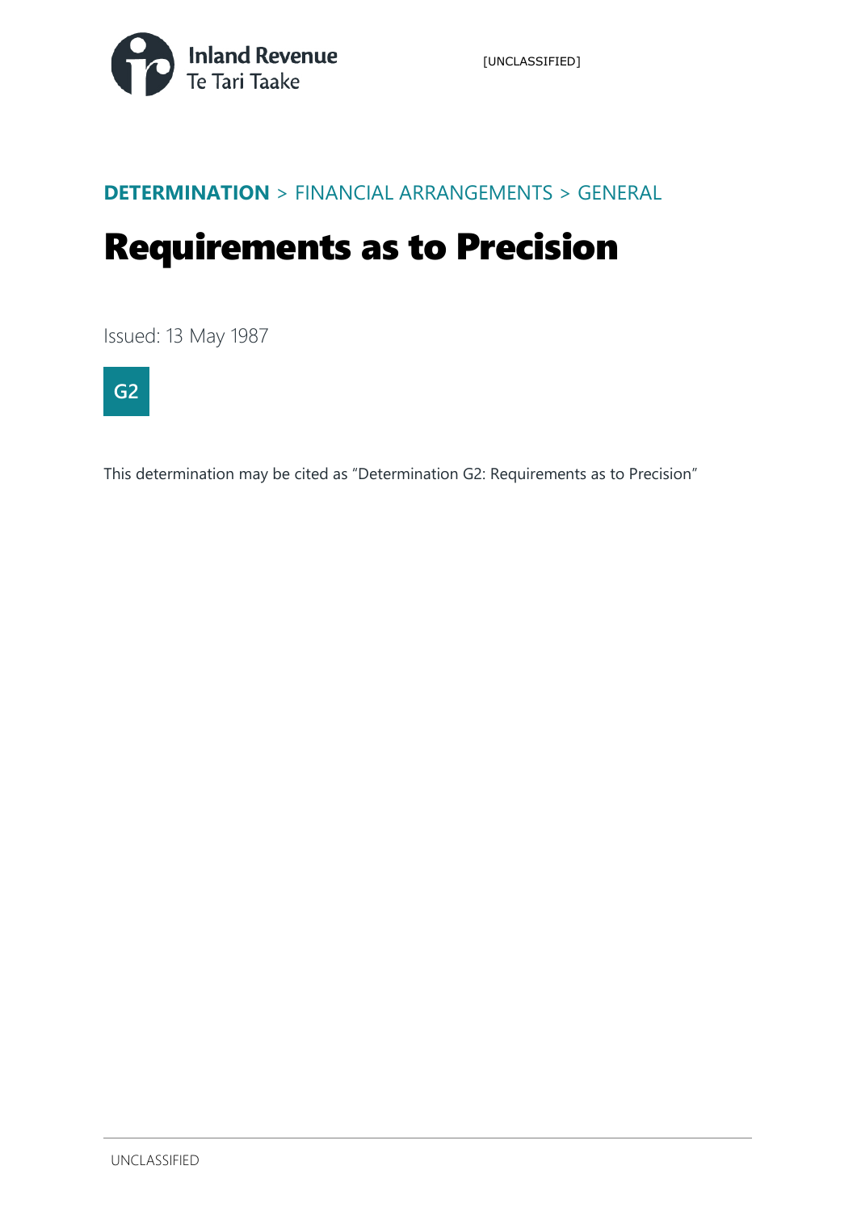DETERMINATION > FINANCIAL ARRANGEMENTS > GENERAL

# Requirements as to Precision

Issued: 13 May 1987

G2

This determination may be cited as "Determination G2: Requirements as to Precision"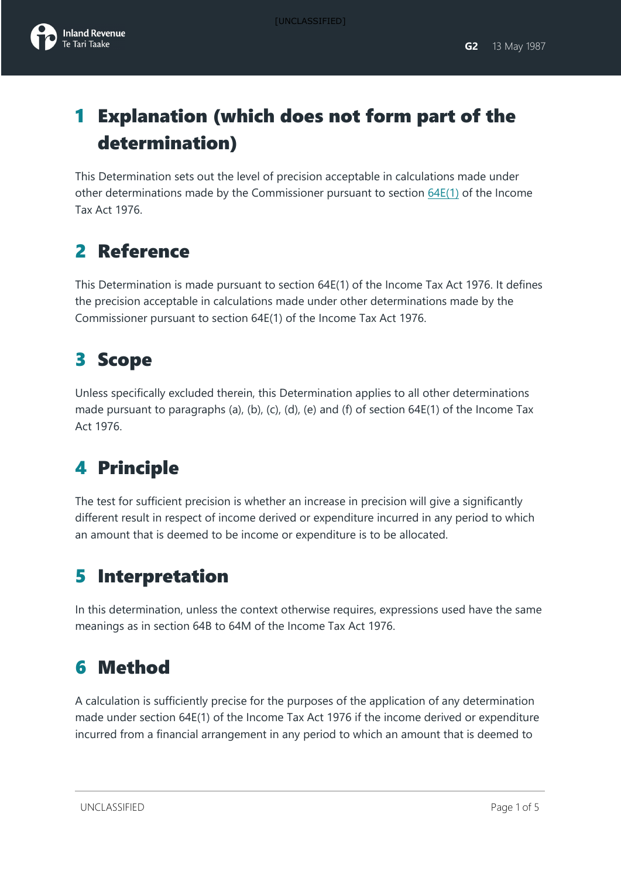## 1 Explanation (which does not form part of the determination)

This Determination sets out the level of precision acceptable in calculations made under other determinations made by the Commissioner pursuant to section 64E(1) of the Income Tax Act 1976.

## 2 Reference

This Determination is made pursuant to section 64E(1) of the Income Tax Act 1976. It defines the precision acceptable in calculations made under other determinations made by the Commissioner pursuant to section 64E(1) of the Income Tax Act 1976.

## 3 Scope

Unless specifically excluded therein, this Determination applies to all other determinations made pursuant to paragraphs (a), (b), (c), (d), (e) and (f) of section 64E(1) of the Income Tax Act 1976.

## 4 Principle

The test for sufficient precision is whether an increase in precision will give a significantly different result in respect of income derived or expenditure incurred in any period to which an amount that is deemed to be income or expenditure is to be allocated.

## 5 Interpretation

In this determination, unless the context otherwise requires, expressions used have the same meanings as in section 64B to 64M of the Income Tax Act 1976.

## 6 Method

A calculation is sufficiently precise for the purposes of the application of any determination made under section 64E(1) of the Income Tax Act 1976 if the income derived or expenditure incurred from a financial arrangement in any period to which an amount that is deemed to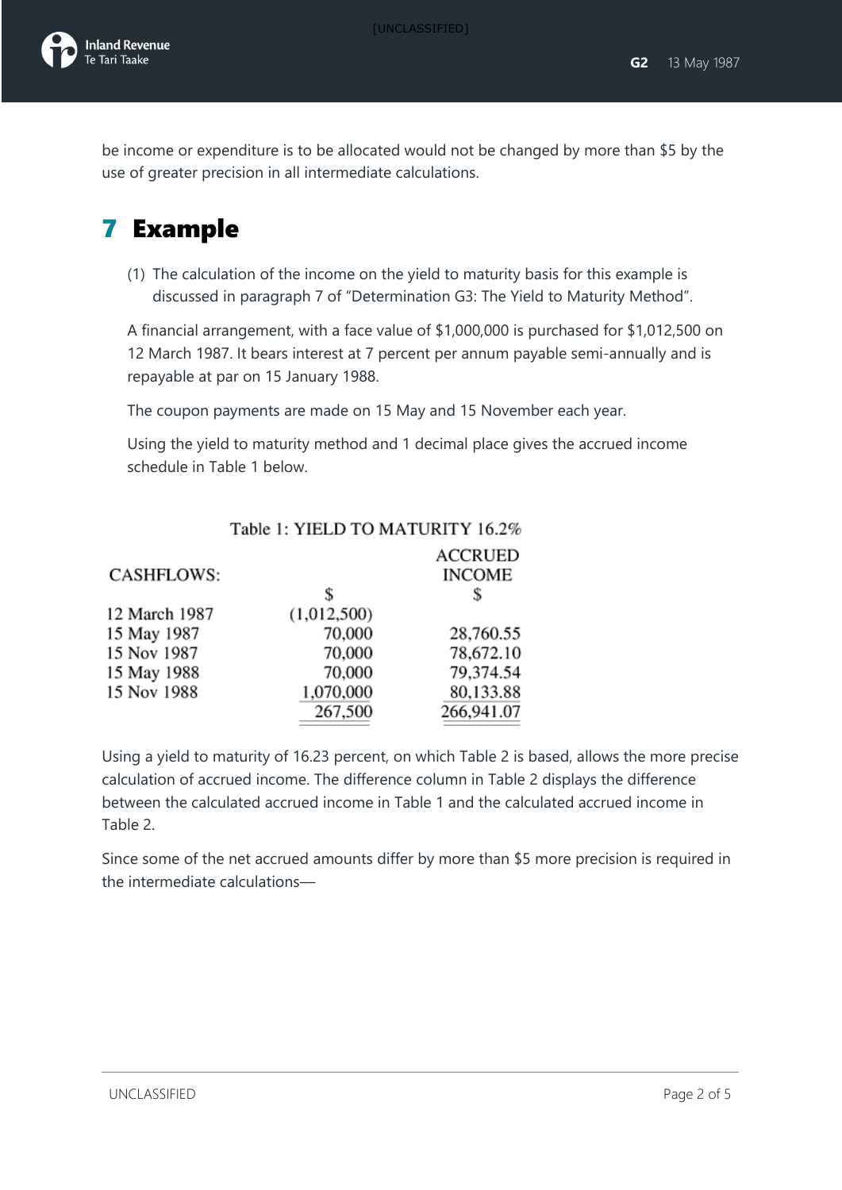be income or expenditure is to be allocated would not be changed by more than $5 by the use of greater precision in all intermediate calculations.

# 7 Example

(1) The calculation of the income on the yield to maturity basis for this example is discussed in paragraph 7 of "Determination G3: The Yield to Maturity Method".

A financial arrangement, with a face value of $1,000,000 is purchased for $1,012,500 on 12 March 1987. It bears interest at 7 percent per annum payable semi-annually and is repayable at par on 15 January 1988.

The coupon payments are made on 15 May and 15 November each year.

Using the yield to maturity method and 1 decimal place gives the accrued income schedule in Table 1 below.

Table 1: YIELD TO MATURITY 16.2%

| CASHFLOWS: | $ | ACCRUED INCOME $ |
|---|---|---|
| 12 March 1987 | (1,012,500) | |
| 15 May 1987 | 70,000 | 28,760.55 |
| 15 Nov 1987 | 70,000 | 78,672.10 |
| 15 May 1988 | 70,000 | 79,374.54 |
| 15 Nov 1988 | 1,070,000 | 80,133.88 |
| | 267,500 | 266,941.07 |

Using a yield to maturity of 16.23 percent, on which Table 2 is based, allows the more precise calculation of accrued income. The difference column in Table 2 displays the difference between the calculated accrued income in Table 1 and the calculated accrued income in Table 2.

Since some of the net accrued amounts differ by more than $5 more precision is required in the intermediate calculations—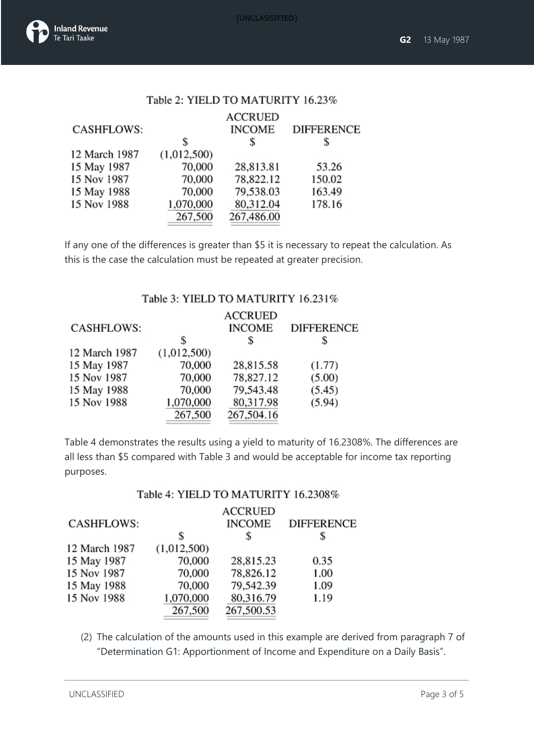Table 2: YIELD TO MATURITY 16.23%

| CASHFLOWS: | | ACCRUED INCOME | DIFFERENCE |
|---|---|---|---|
| | $ | $ | $ |
| 12 March 1987 | (1,012,500) | | |
| 15 May 1987 | 70,000 | 28,813.81 | 53.26 |
| 15 Nov 1987 | 70,000 | 78,822.12 | 150.02 |
| 15 May 1988 | 70,000 | 79,538.03 | 163.49 |
| 15 Nov 1988 | 1,070,000 | 80,312.04 | 178.16 |
| | 267,500 | 267,486.00 | |

If any one of the differences is greater than $5 it is necessary to repeat the calculation. As this is the case the calculation must be repeated at greater precision.

Table 3: YIELD TO MATURITY 16.231%

| CASHFLOWS: | | ACCRUED INCOME | DIFFERENCE |
|---|---|---|---|
| | $ | $ | $ |
| 12 March 1987 | (1,012,500) | | |
| 15 May 1987 | 70,000 | 28,815.58 | (1.77) |
| 15 Nov 1987 | 70,000 | 78,827.12 | (5.00) |
| 15 May 1988 | 70,000 | 79,543.48 | (5.45) |
| 15 Nov 1988 | 1,070,000 | 80,317.98 | (5.94) |
| | 267,500 | 267,504.16 | |

Table 4 demonstrates the results using a yield to maturity of 16.2308%. The differences are all less than $5 compared with Table 3 and would be acceptable for income tax reporting purposes.

Table 4: YIELD TO MATURITY 16.2308%

| CASHFLOWS: | | ACCRUED INCOME | DIFFERENCE |
|---|---|---|---|
| | $ | $ | $ |
| 12 March 1987 | (1,012,500) | | |
| 15 May 1987 | 70,000 | 28,815.23 | 0.35 |
| 15 Nov 1987 | 70,000 | 78,826.12 | 1.00 |
| 15 May 1988 | 70,000 | 79,542.39 | 1.09 |
| 15 Nov 1988 | 1,070,000 | 80,316.79 | 1.19 |
| | 267,500 | 267,500.53 | |

(2) The calculation of the amounts used in this example are derived from paragraph 7 of "Determination G1: Apportionment of Income and Expenditure on a Daily Basis".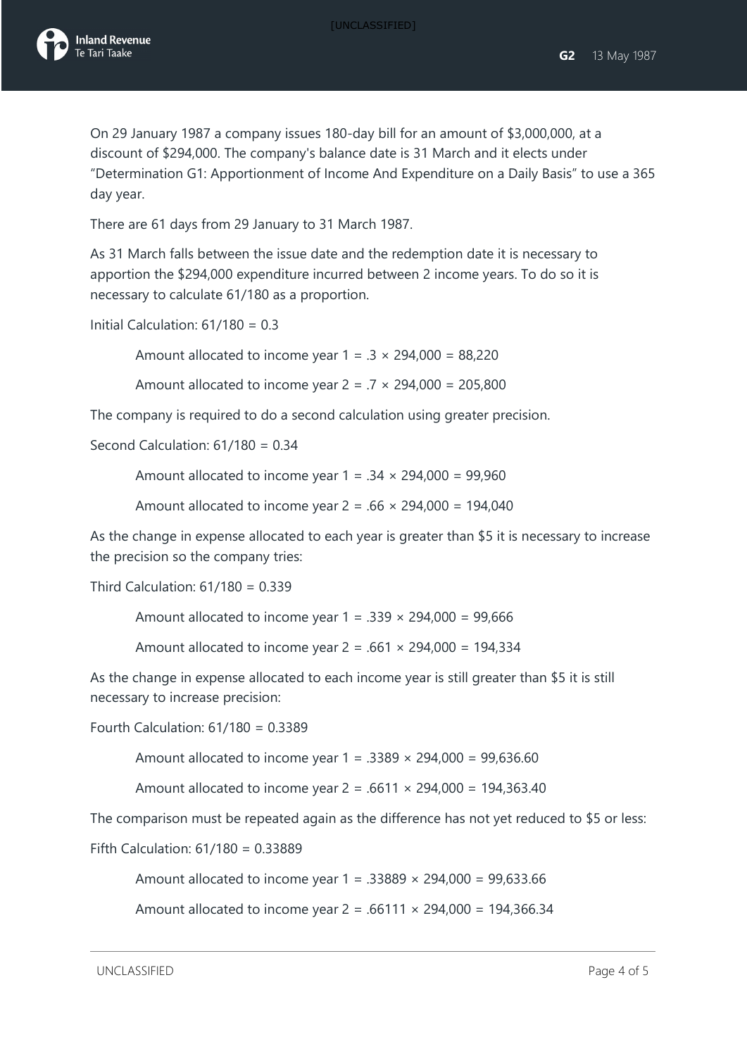On 29 January 1987 a company issues 180-day bill for an amount of $3,000,000, at a discount of $294,000. The company's balance date is 31 March and it elects under "Determination G1: Apportionment of Income And Expenditure on a Daily Basis" to use a 365 day year.

There are 61 days from 29 January to 31 March 1987.

As 31 March falls between the issue date and the redemption date it is necessary to apportion the $294,000 expenditure incurred between 2 income years. To do so it is necessary to calculate 61/180 as a proportion.

Initial Calculation: 61/180 = 0.3

> Amount allocated to income year 1 = .3 × 294,000 = 88,220
>
> Amount allocated to income year 2 = .7 × 294,000 = 205,800

The company is required to do a second calculation using greater precision.

Second Calculation: 61/180 = 0.34

> Amount allocated to income year 1 = .34 × 294,000 = 99,960
>
> Amount allocated to income year 2 = .66 × 294,000 = 194,040

As the change in expense allocated to each year is greater than $5 it is necessary to increase the precision so the company tries:

Third Calculation: 61/180 = 0.339

> Amount allocated to income year 1 = .339 × 294,000 = 99,666
>
> Amount allocated to income year 2 = .661 × 294,000 = 194,334

As the change in expense allocated to each income year is still greater than $5 it is still necessary to increase precision:

Fourth Calculation: 61/180 = 0.3389

> Amount allocated to income year 1 = .3389 × 294,000 = 99,636.60
>
> Amount allocated to income year 2 = .6611 × 294,000 = 194,363.40

The comparison must be repeated again as the difference has not yet reduced to $5 or less:

Fifth Calculation: 61/180 = 0.33889

> Amount allocated to income year 1 = .33889 × 294,000 = 99,633.66
>
> Amount allocated to income year 2 = .66111 × 294,000 = 194,366.34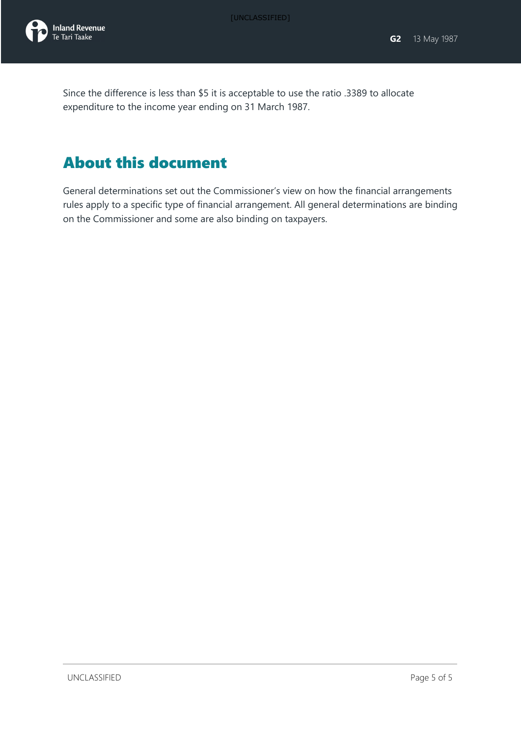Since the difference is less than $5 it is acceptable to use the ratio .3389 to allocate expenditure to the income year ending on 31 March 1987.

## About this document

General determinations set out the Commissioner's view on how the financial arrangements rules apply to a specific type of financial arrangement. All general determinations are binding on the Commissioner and some are also binding on taxpayers.